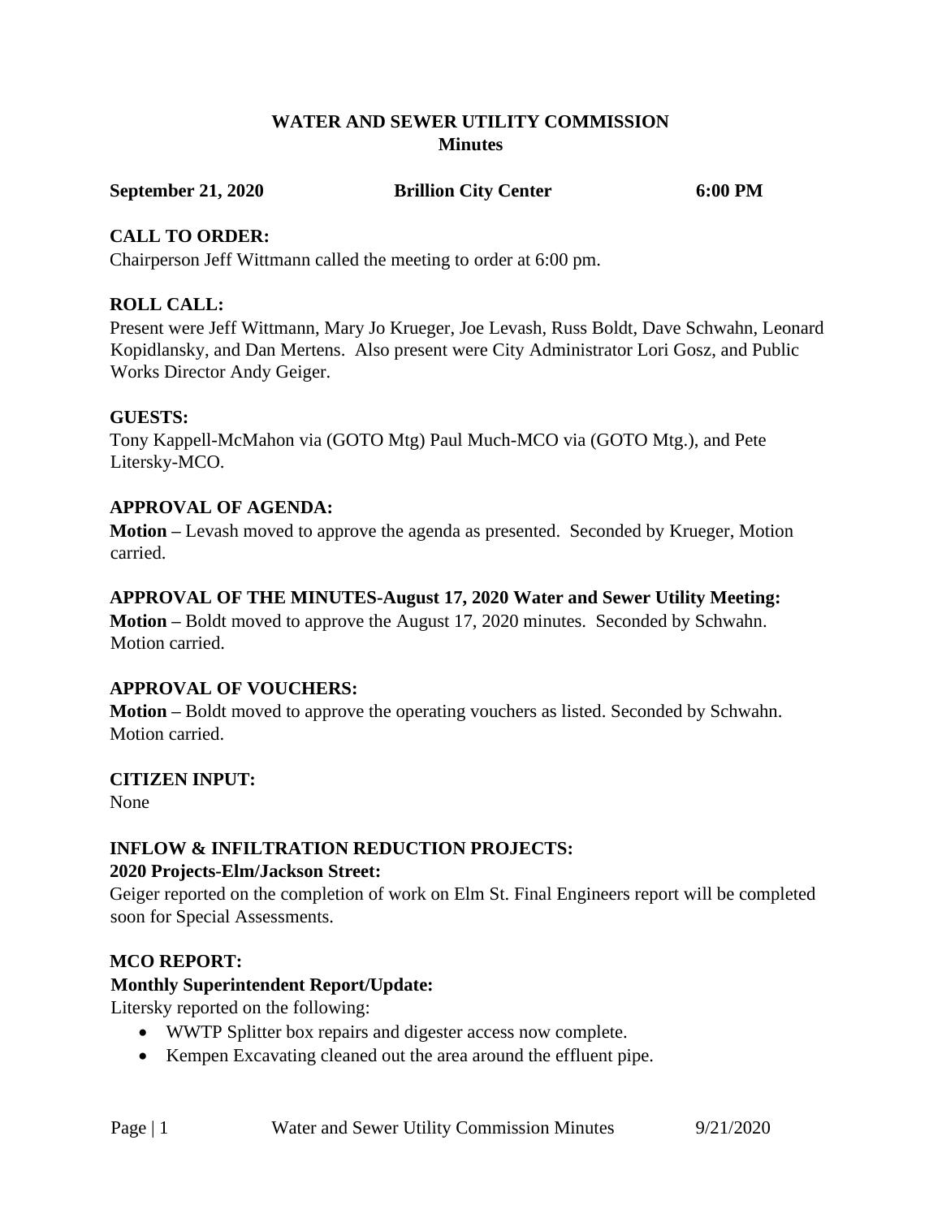# WATER AND SEWER UTILITY COMMISSION
## Minutes

**September 21, 2020** **Brillion City Center** **6:00 PM**

### CALL TO ORDER:

Chairperson Jeff Wittmann called the meeting to order at 6:00 pm.

### ROLL CALL:

Present were Jeff Wittmann, Mary Jo Krueger, Joe Levash, Russ Boldt, Dave Schwahn, Leonard Kopidlansky, and Dan Mertens. Also present were City Administrator Lori Gosz, and Public Works Director Andy Geiger.

### GUESTS:

Tony Kappell-McMahon via (GOTO Mtg) Paul Much-MCO via (GOTO Mtg.), and Pete Litersky-MCO.

### APPROVAL OF AGENDA:

**Motion –** Levash moved to approve the agenda as presented. Seconded by Krueger, Motion carried.

### APPROVAL OF THE MINUTES-August 17, 2020 Water and Sewer Utility Meeting:

**Motion –** Boldt moved to approve the August 17, 2020 minutes. Seconded by Schwahn. Motion carried.

### APPROVAL OF VOUCHERS:

**Motion –** Boldt moved to approve the operating vouchers as listed. Seconded by Schwahn. Motion carried.

### CITIZEN INPUT:

None

### INFLOW & INFILTRATION REDUCTION PROJECTS:

**2020 Projects-Elm/Jackson Street:**

Geiger reported on the completion of work on Elm St. Final Engineers report will be completed soon for Special Assessments.

### MCO REPORT:

**Monthly Superintendent Report/Update:**

Litersky reported on the following:

- WWTP Splitter box repairs and digester access now complete.
- Kempen Excavating cleaned out the area around the effluent pipe.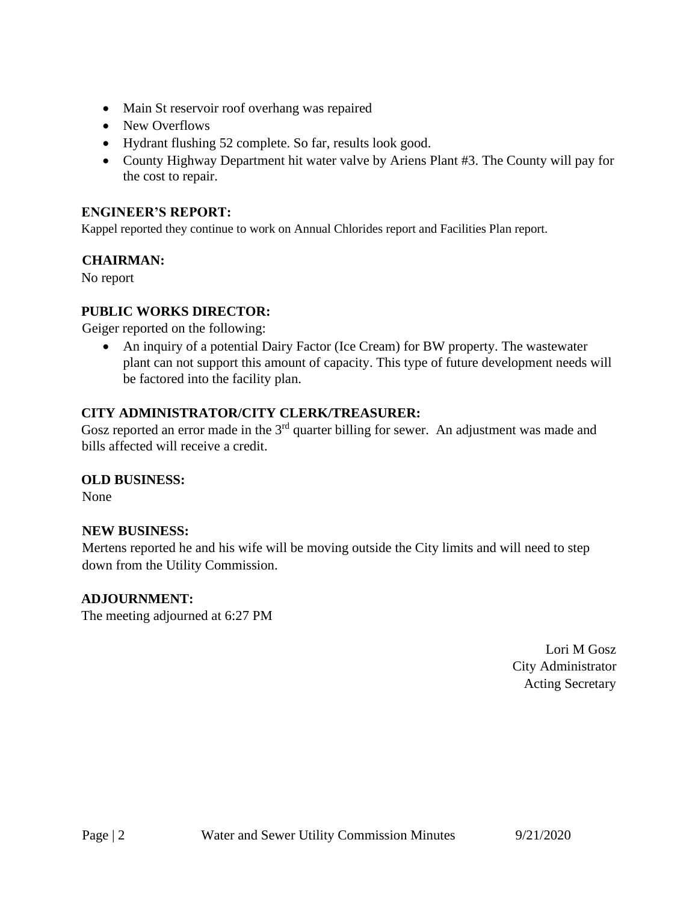- Main St reservoir roof overhang was repaired
- New Overflows
- Hydrant flushing 52 complete. So far, results look good.
- County Highway Department hit water valve by Ariens Plant #3. The County will pay for the cost to repair.

**ENGINEER'S REPORT:**

Kappel reported they continue to work on Annual Chlorides report and Facilities Plan report.

**CHAIRMAN:**

No report

**PUBLIC WORKS DIRECTOR:**

Geiger reported on the following:

- An inquiry of a potential Dairy Factor (Ice Cream) for BW property. The wastewater plant can not support this amount of capacity. This type of future development needs will be factored into the facility plan.

**CITY ADMINISTRATOR/CITY CLERK/TREASURER:**

Gosz reported an error made in the 3rd quarter billing for sewer. An adjustment was made and bills affected will receive a credit.

**OLD BUSINESS:**

None

**NEW BUSINESS:**

Mertens reported he and his wife will be moving outside the City limits and will need to step down from the Utility Commission.

**ADJOURNMENT:**

The meeting adjourned at 6:27 PM

Lori M Gosz
City Administrator
Acting Secretary